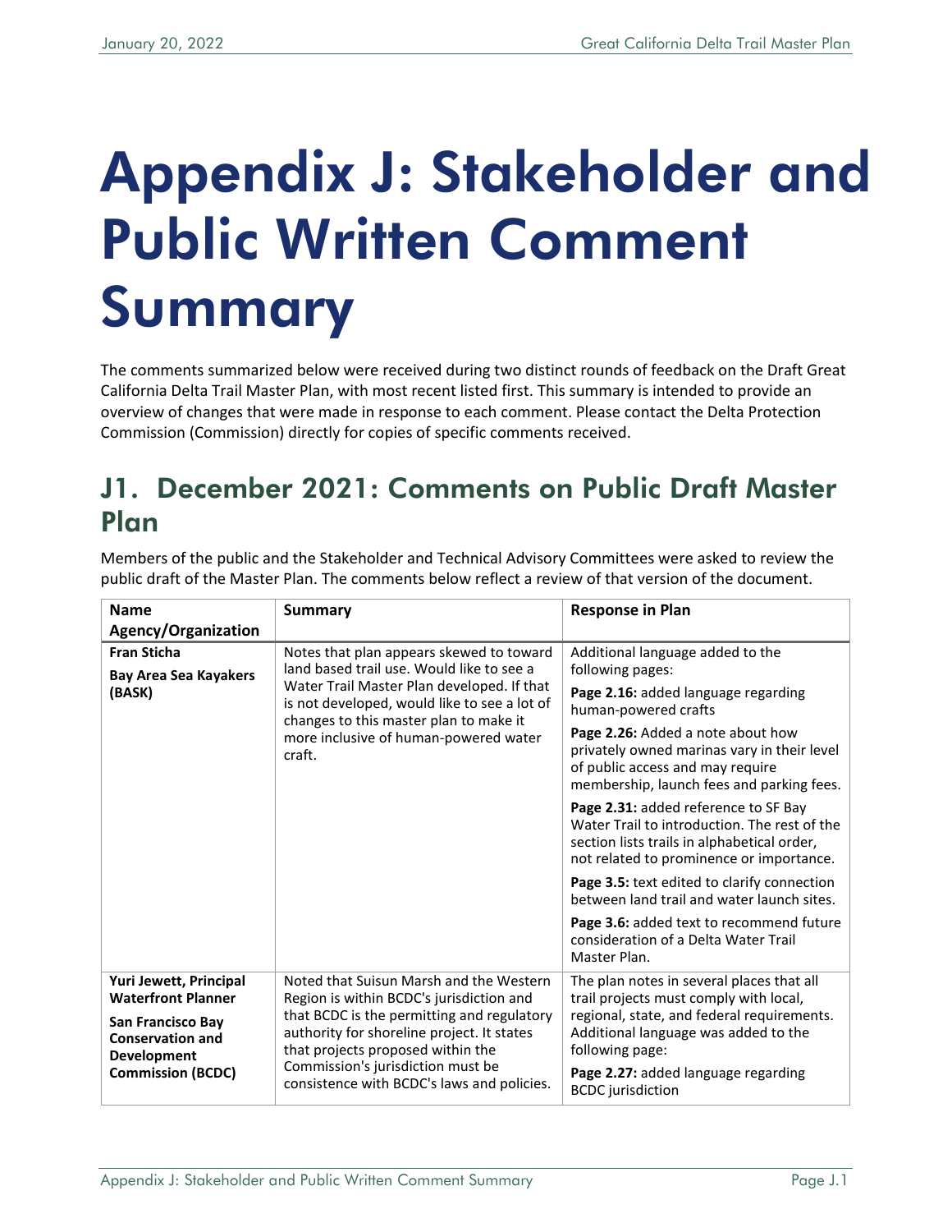# Appendix J: Stakeholder and Public Written Comment Summary

The comments summarized below were received during two distinct rounds of feedback on the Draft Great California Delta Trail Master Plan, with most recent listed first. This summary is intended to provide an overview of changes that were made in response to each comment. Please contact the Delta Protection Commission (Commission) directly for copies of specific comments received.

## J1. December 2021: Comments on Public Draft Master Plan

Members of the public and the Stakeholder and Technical Advisory Committees were asked to review the public draft of the Master Plan. The comments below reflect a review of that version of the document.

| Name<br>Agency/Organization | Summary | Response in Plan |
|---|---|---|
| **Fran Sticha**<br>**Bay Area Sea Kayakers (BASK)** | Notes that plan appears skewed to toward land based trail use. Would like to see a Water Trail Master Plan developed. If that is not developed, would like to see a lot of changes to this master plan to make it more inclusive of human-powered water craft. | Additional language added to the following pages:<br>**Page 2.16:** added language regarding human-powered crafts<br>**Page 2.26:** Added a note about how privately owned marinas vary in their level of public access and may require membership, launch fees and parking fees.<br>**Page 2.31:** added reference to SF Bay Water Trail to introduction. The rest of the section lists trails in alphabetical order, not related to prominence or importance.<br>**Page 3.5:** text edited to clarify connection between land trail and water launch sites.<br>**Page 3.6:** added text to recommend future consideration of a Delta Water Trail Master Plan. |
| **Yuri Jewett, Principal Waterfront Planner**<br>**San Francisco Bay Conservation and Development Commission (BCDC)** | Noted that Suisun Marsh and the Western Region is within BCDC's jurisdiction and that BCDC is the permitting and regulatory authority for shoreline project. It states that projects proposed within the Commission's jurisdiction must be consistence with BCDC's laws and policies. | The plan notes in several places that all trail projects must comply with local, regional, state, and federal requirements. Additional language was added to the following page:<br>**Page 2.27:** added language regarding BCDC jurisdiction |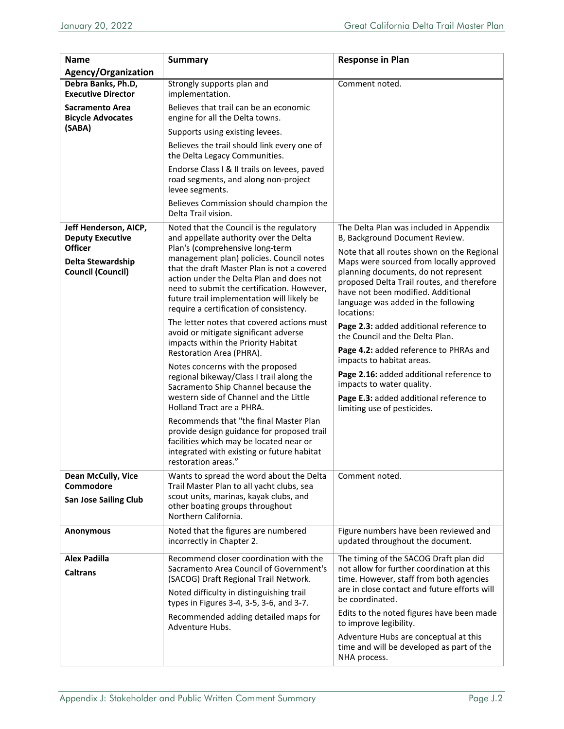| Name<br>Agency/Organization | Summary | Response in Plan |
|---|---|---|
| **Debra Banks, Ph.D, Executive Director**<br><br>**Sacramento Area Bicycle Advocates (SABA)** | Strongly supports plan and implementation.<br><br>Believes that trail can be an economic engine for all the Delta towns.<br><br>Supports using existing levees.<br><br>Believes the trail should link every one of the Delta Legacy Communities.<br><br>Endorse Class I & II trails on levees, paved road segments, and along non-project levee segments.<br><br>Believes Commission should champion the Delta Trail vision. | Comment noted. |
| **Jeff Henderson, AICP, Deputy Executive Officer**<br><br>**Delta Stewardship Council (Council)** | Noted that the Council is the regulatory and appellate authority over the Delta Plan's (comprehensive long-term management plan) policies. Council notes that the draft Master Plan is not a covered action under the Delta Plan and does not need to submit the certification. However, future trail implementation will likely be require a certification of consistency.<br><br>The letter notes that covered actions must avoid or mitigate significant adverse impacts within the Priority Habitat Restoration Area (PHRA).<br><br>Notes concerns with the proposed regional bikeway/Class I trail along the Sacramento Ship Channel because the western side of Channel and the Little Holland Tract are a PHRA.<br><br>Recommends that "the final Master Plan provide design guidance for proposed trail facilities which may be located near or integrated with existing or future habitat restoration areas." | The Delta Plan was included in Appendix B, Background Document Review.<br><br>Note that all routes shown on the Regional Maps were sourced from locally approved planning documents, do not represent proposed Delta Trail routes, and therefore have not been modified. Additional language was added in the following locations:<br><br>**Page 2.3:** added additional reference to the Council and the Delta Plan.<br><br>**Page 4.2:** added reference to PHRAs and impacts to habitat areas.<br><br>**Page 2.16:** added additional reference to impacts to water quality.<br><br>**Page E.3:** added additional reference to limiting use of pesticides. |
| **Dean McCully, Vice Commodore**<br><br>**San Jose Sailing Club** | Wants to spread the word about the Delta Trail Master Plan to all yacht clubs, sea scout units, marinas, kayak clubs, and other boating groups throughout Northern California. | Comment noted. |
| **Anonymous** | Noted that the figures are numbered incorrectly in Chapter 2. | Figure numbers have been reviewed and updated throughout the document. |
| **Alex Padilla**<br><br>**Caltrans** | Recommend closer coordination with the Sacramento Area Council of Government's (SACOG) Draft Regional Trail Network.<br><br>Noted difficulty in distinguishing trail types in Figures 3-4, 3-5, 3-6, and 3-7.<br><br>Recommended adding detailed maps for Adventure Hubs. | The timing of the SACOG Draft plan did not allow for further coordination at this time. However, staff from both agencies are in close contact and future efforts will be coordinated.<br><br>Edits to the noted figures have been made to improve legibility.<br><br>Adventure Hubs are conceptual at this time and will be developed as part of the NHA process. |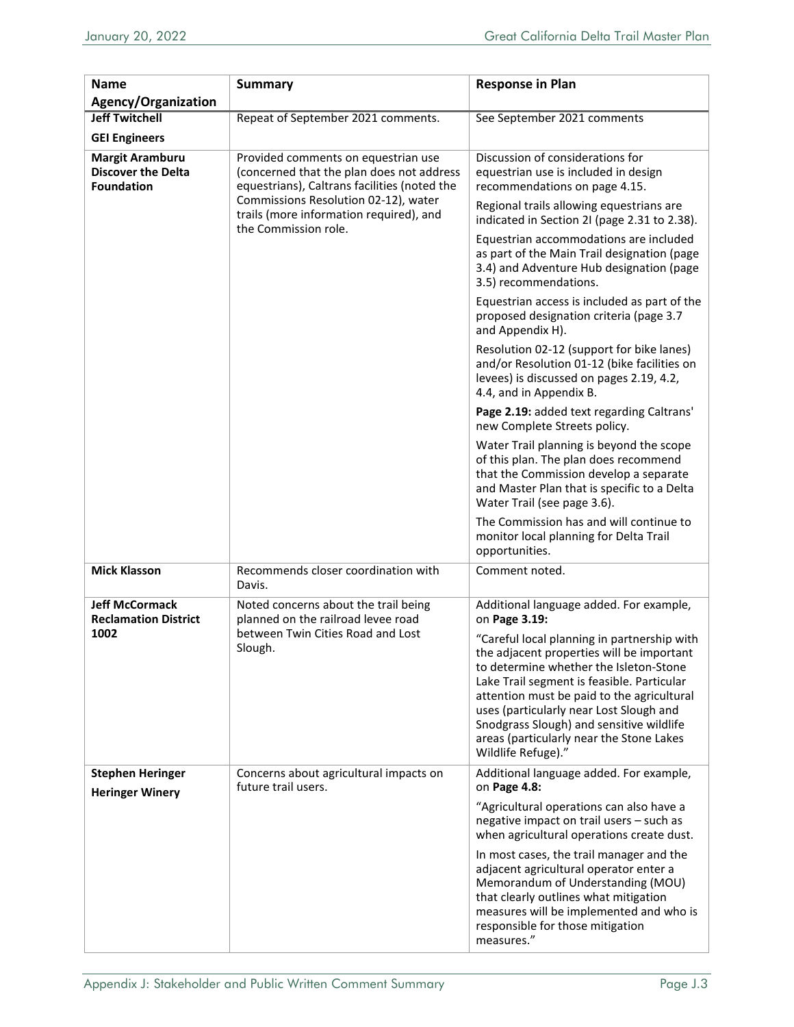| Name Agency/Organization | Summary | Response in Plan |
|---|---|---|
| **Jeff Twitchell** **GEI Engineers** | Repeat of September 2021 comments. | See September 2021 comments |
| **Margit Aramburu** **Discover the Delta Foundation** | Provided comments on equestrian use (concerned that the plan does not address equestrians), Caltrans facilities (noted the Commissions Resolution 02-12), water trails (more information required), and the Commission role. | Discussion of considerations for equestrian use is included in design recommendations on page 4.15.<br><br>Regional trails allowing equestrians are indicated in Section 2I (page 2.31 to 2.38).<br><br>Equestrian accommodations are included as part of the Main Trail designation (page 3.4) and Adventure Hub designation (page 3.5) recommendations.<br><br>Equestrian access is included as part of the proposed designation criteria (page 3.7 and Appendix H).<br><br>Resolution 02-12 (support for bike lanes) and/or Resolution 01-12 (bike facilities on levees) is discussed on pages 2.19, 4.2, 4.4, and in Appendix B.<br><br>**Page 2.19:** added text regarding Caltrans' new Complete Streets policy.<br><br>Water Trail planning is beyond the scope of this plan. The plan does recommend that the Commission develop a separate and Master Plan that is specific to a Delta Water Trail (see page 3.6).<br><br>The Commission has and will continue to monitor local planning for Delta Trail opportunities. |
| **Mick Klasson** | Recommends closer coordination with Davis. | Comment noted. |
| **Jeff McCormack** **Reclamation District 1002** | Noted concerns about the trail being planned on the railroad levee road between Twin Cities Road and Lost Slough. | Additional language added. For example, on **Page 3.19:**<br><br>"Careful local planning in partnership with the adjacent properties will be important to determine whether the Isleton-Stone Lake Trail segment is feasible. Particular attention must be paid to the agricultural uses (particularly near Lost Slough and Snodgrass Slough) and sensitive wildlife areas (particularly near the Stone Lakes Wildlife Refuge)." |
| **Stephen Heringer** **Heringer Winery** | Concerns about agricultural impacts on future trail users. | Additional language added. For example, on **Page 4.8:**<br><br>"Agricultural operations can also have a negative impact on trail users – such as when agricultural operations create dust.<br><br>In most cases, the trail manager and the adjacent agricultural operator enter a Memorandum of Understanding (MOU) that clearly outlines what mitigation measures will be implemented and who is responsible for those mitigation measures." |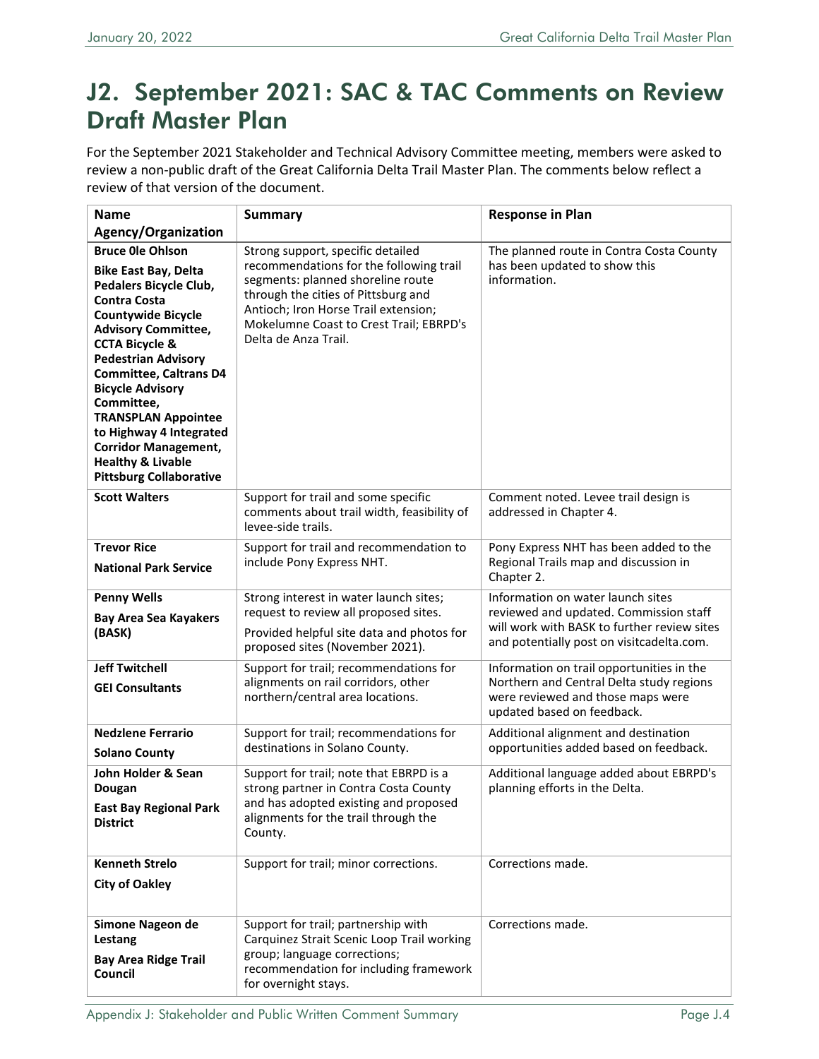## J2. September 2021: SAC & TAC Comments on Review Draft Master Plan

For the September 2021 Stakeholder and Technical Advisory Committee meeting, members were asked to review a non-public draft of the Great California Delta Trail Master Plan. The comments below reflect a review of that version of the document.

| Name Agency/Organization | Summary | Response in Plan |
|---|---|---|
| **Bruce 0le Ohlson** **Bike East Bay, Delta Pedalers Bicycle Club, Contra Costa Countywide Bicycle Advisory Committee, CCTA Bicycle & Pedestrian Advisory Committee, Caltrans D4 Bicycle Advisory Committee, TRANSPLAN Appointee to Highway 4 Integrated Corridor Management, Healthy & Livable Pittsburg Collaborative** | Strong support, specific detailed recommendations for the following trail segments: planned shoreline route through the cities of Pittsburg and Antioch; Iron Horse Trail extension; Mokelumne Coast to Crest Trail; EBRPD's Delta de Anza Trail. | The planned route in Contra Costa County has been updated to show this information. |
| **Scott Walters** | Support for trail and some specific comments about trail width, feasibility of levee-side trails. | Comment noted. Levee trail design is addressed in Chapter 4. |
| **Trevor Rice** **National Park Service** | Support for trail and recommendation to include Pony Express NHT. | Pony Express NHT has been added to the Regional Trails map and discussion in Chapter 2. |
| **Penny Wells** **Bay Area Sea Kayakers (BASK)** | Strong interest in water launch sites; request to review all proposed sites. Provided helpful site data and photos for proposed sites (November 2021). | Information on water launch sites reviewed and updated. Commission staff will work with BASK to further review sites and potentially post on visitcadelta.com. |
| **Jeff Twitchell** **GEI Consultants** | Support for trail; recommendations for alignments on rail corridors, other northern/central area locations. | Information on trail opportunities in the Northern and Central Delta study regions were reviewed and those maps were updated based on feedback. |
| **Nedzlene Ferrario** **Solano County** | Support for trail; recommendations for destinations in Solano County. | Additional alignment and destination opportunities added based on feedback. |
| **John Holder & Sean Dougan** **East Bay Regional Park District** | Support for trail; note that EBRPD is a strong partner in Contra Costa County and has adopted existing and proposed alignments for the trail through the County. | Additional language added about EBRPD's planning efforts in the Delta. |
| **Kenneth Strelo** **City of Oakley** | Support for trail; minor corrections. | Corrections made. |
| **Simone Nageon de Lestang** **Bay Area Ridge Trail Council** | Support for trail; partnership with Carquinez Strait Scenic Loop Trail working group; language corrections; recommendation for including framework for overnight stays. | Corrections made. |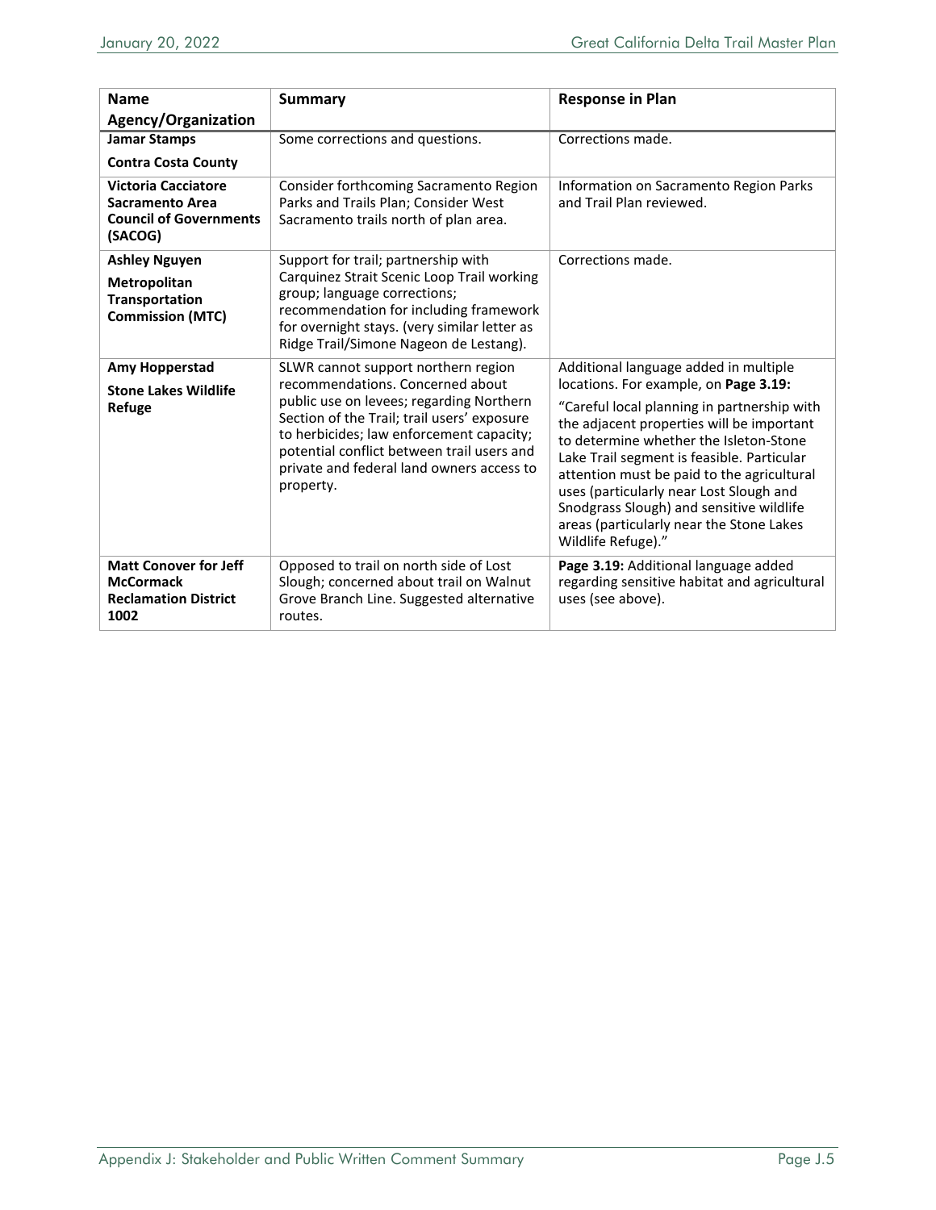| Name<br>Agency/Organization | Summary | Response in Plan |
|---|---|---|
| **Jamar Stamps**<br>**Contra Costa County** | Some corrections and questions. | Corrections made. |
| **Victoria Cacciatore Sacramento Area Council of Governments (SACOG)** | Consider forthcoming Sacramento Region Parks and Trails Plan; Consider West Sacramento trails north of plan area. | Information on Sacramento Region Parks and Trail Plan reviewed. |
| **Ashley Nguyen**<br>**Metropolitan Transportation Commission (MTC)** | Support for trail; partnership with Carquinez Strait Scenic Loop Trail working group; language corrections; recommendation for including framework for overnight stays. (very similar letter as Ridge Trail/Simone Nageon de Lestang). | Corrections made. |
| **Amy Hopperstad**<br>**Stone Lakes Wildlife Refuge** | SLWR cannot support northern region recommendations. Concerned about public use on levees; regarding Northern Section of the Trail; trail users' exposure to herbicides; law enforcement capacity; potential conflict between trail users and private and federal land owners access to property. | Additional language added in multiple locations. For example, on **Page 3.19:**<br>"Careful local planning in partnership with the adjacent properties will be important to determine whether the Isleton-Stone Lake Trail segment is feasible. Particular attention must be paid to the agricultural uses (particularly near Lost Slough and Snodgrass Slough) and sensitive wildlife areas (particularly near the Stone Lakes Wildlife Refuge)." |
| **Matt Conover for Jeff McCormack Reclamation District 1002** | Opposed to trail on north side of Lost Slough; concerned about trail on Walnut Grove Branch Line. Suggested alternative routes. | **Page 3.19:** Additional language added regarding sensitive habitat and agricultural uses (see above). |